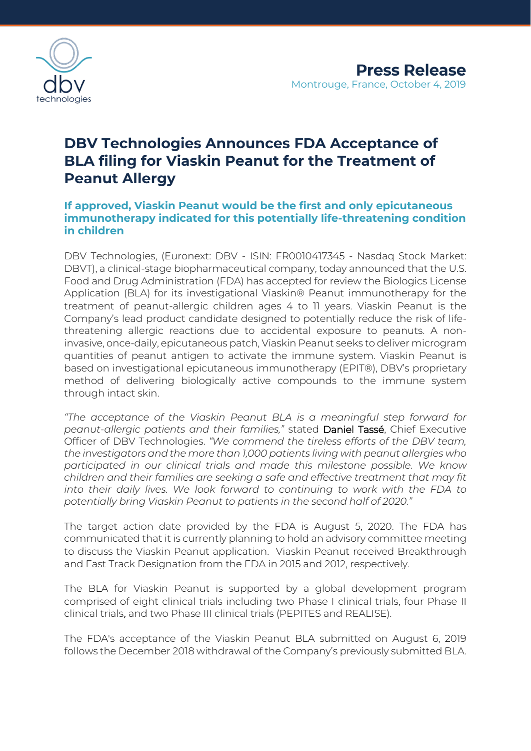**Press Release**

Montrouge, France, October 4, 2019

# DBV Technologies Announces FDA Acceptance of BLA filing for Viaskin Peanut for the Treatment of Peanut Allergy

## If approved, Viaskin Peanut would be the first and only epicutaneous immunotherapy indicated for this potentially life-threatening condition in children

DBV Technologies, (Euronext: DBV - ISIN: FR0010417345 - Nasdaq Stock Market: DBVT), a clinical-stage biopharmaceutical company, today announced that the U.S. Food and Drug Administration (FDA) has accepted for review the Biologics License Application (BLA) for its investigational Viaskin® Peanut immunotherapy for the treatment of peanut-allergic children ages 4 to 11 years. Viaskin Peanut is the Company's lead product candidate designed to potentially reduce the risk of life-threatening allergic reactions due to accidental exposure to peanuts. A non-invasive, once-daily, epicutaneous patch, Viaskin Peanut seeks to deliver microgram quantities of peanut antigen to activate the immune system. Viaskin Peanut is based on investigational epicutaneous immunotherapy (EPIT®), DBV's proprietary method of delivering biologically active compounds to the immune system through intact skin.

*"The acceptance of the Viaskin Peanut BLA is a meaningful step forward for peanut-allergic patients and their families,"* stated Daniel Tassé, Chief Executive Officer of DBV Technologies. *"We commend the tireless efforts of the DBV team, the investigators and the more than 1,000 patients living with peanut allergies who participated in our clinical trials and made this milestone possible. We know children and their families are seeking a safe and effective treatment that may fit into their daily lives. We look forward to continuing to work with the FDA to potentially bring Viaskin Peanut to patients in the second half of 2020."*

The target action date provided by the FDA is August 5, 2020. The FDA has communicated that it is currently planning to hold an advisory committee meeting to discuss the Viaskin Peanut application. Viaskin Peanut received Breakthrough and Fast Track Designation from the FDA in 2015 and 2012, respectively.

The BLA for Viaskin Peanut is supported by a global development program comprised of eight clinical trials including two Phase I clinical trials, four Phase II clinical trials, and two Phase III clinical trials (PEPITES and REALISE).

The FDA's acceptance of the Viaskin Peanut BLA submitted on August 6, 2019 follows the December 2018 withdrawal of the Company's previously submitted BLA.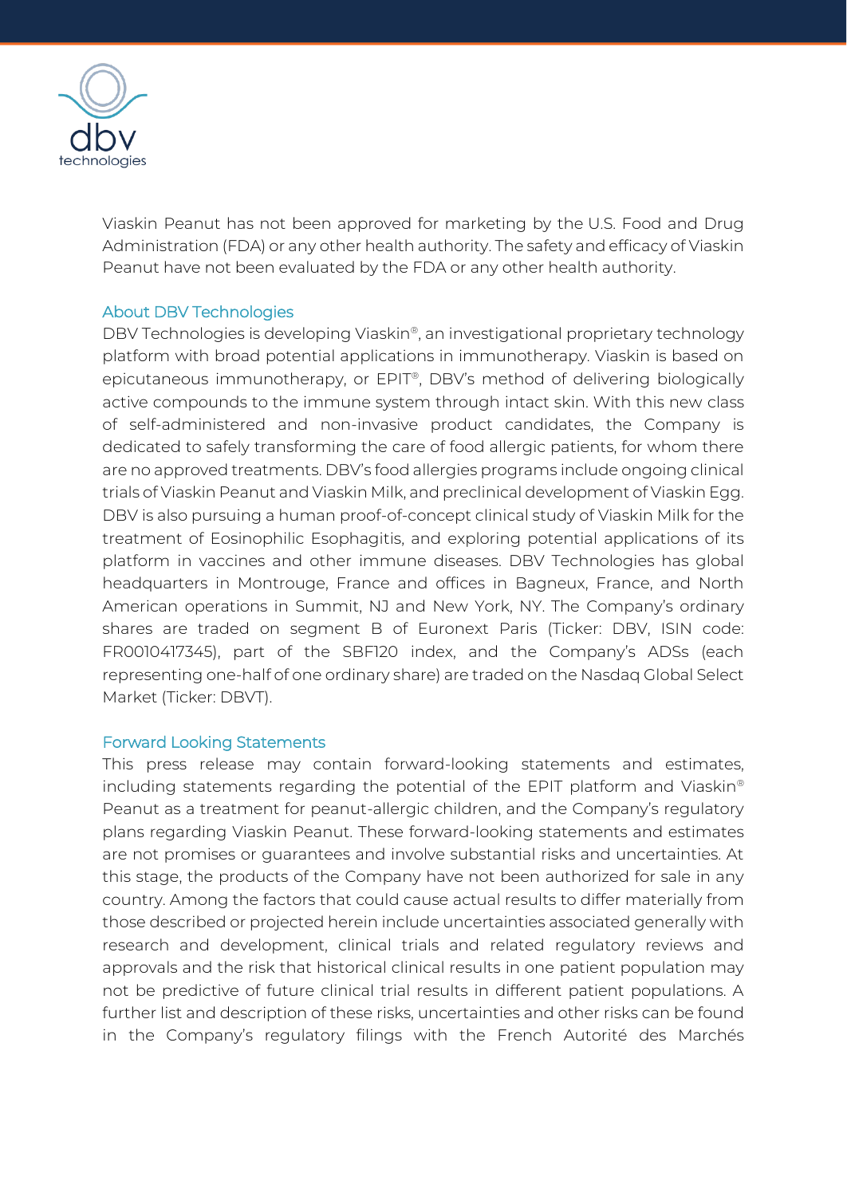Viaskin Peanut has not been approved for marketing by the U.S. Food and Drug Administration (FDA) or any other health authority. The safety and efficacy of Viaskin Peanut have not been evaluated by the FDA or any other health authority.

## About DBV Technologies

DBV Technologies is developing Viaskin®, an investigational proprietary technology platform with broad potential applications in immunotherapy. Viaskin is based on epicutaneous immunotherapy, or EPIT®, DBV's method of delivering biologically active compounds to the immune system through intact skin. With this new class of self-administered and non-invasive product candidates, the Company is dedicated to safely transforming the care of food allergic patients, for whom there are no approved treatments. DBV's food allergies programs include ongoing clinical trials of Viaskin Peanut and Viaskin Milk, and preclinical development of Viaskin Egg. DBV is also pursuing a human proof-of-concept clinical study of Viaskin Milk for the treatment of Eosinophilic Esophagitis, and exploring potential applications of its platform in vaccines and other immune diseases. DBV Technologies has global headquarters in Montrouge, France and offices in Bagneux, France, and North American operations in Summit, NJ and New York, NY. The Company's ordinary shares are traded on segment B of Euronext Paris (Ticker: DBV, ISIN code: FR0010417345), part of the SBF120 index, and the Company's ADSs (each representing one-half of one ordinary share) are traded on the Nasdaq Global Select Market (Ticker: DBVT).

## Forward Looking Statements

This press release may contain forward-looking statements and estimates, including statements regarding the potential of the EPIT platform and Viaskin® Peanut as a treatment for peanut-allergic children, and the Company's regulatory plans regarding Viaskin Peanut. These forward-looking statements and estimates are not promises or guarantees and involve substantial risks and uncertainties. At this stage, the products of the Company have not been authorized for sale in any country. Among the factors that could cause actual results to differ materially from those described or projected herein include uncertainties associated generally with research and development, clinical trials and related regulatory reviews and approvals and the risk that historical clinical results in one patient population may not be predictive of future clinical trial results in different patient populations. A further list and description of these risks, uncertainties and other risks can be found in the Company's regulatory filings with the French Autorité des Marchés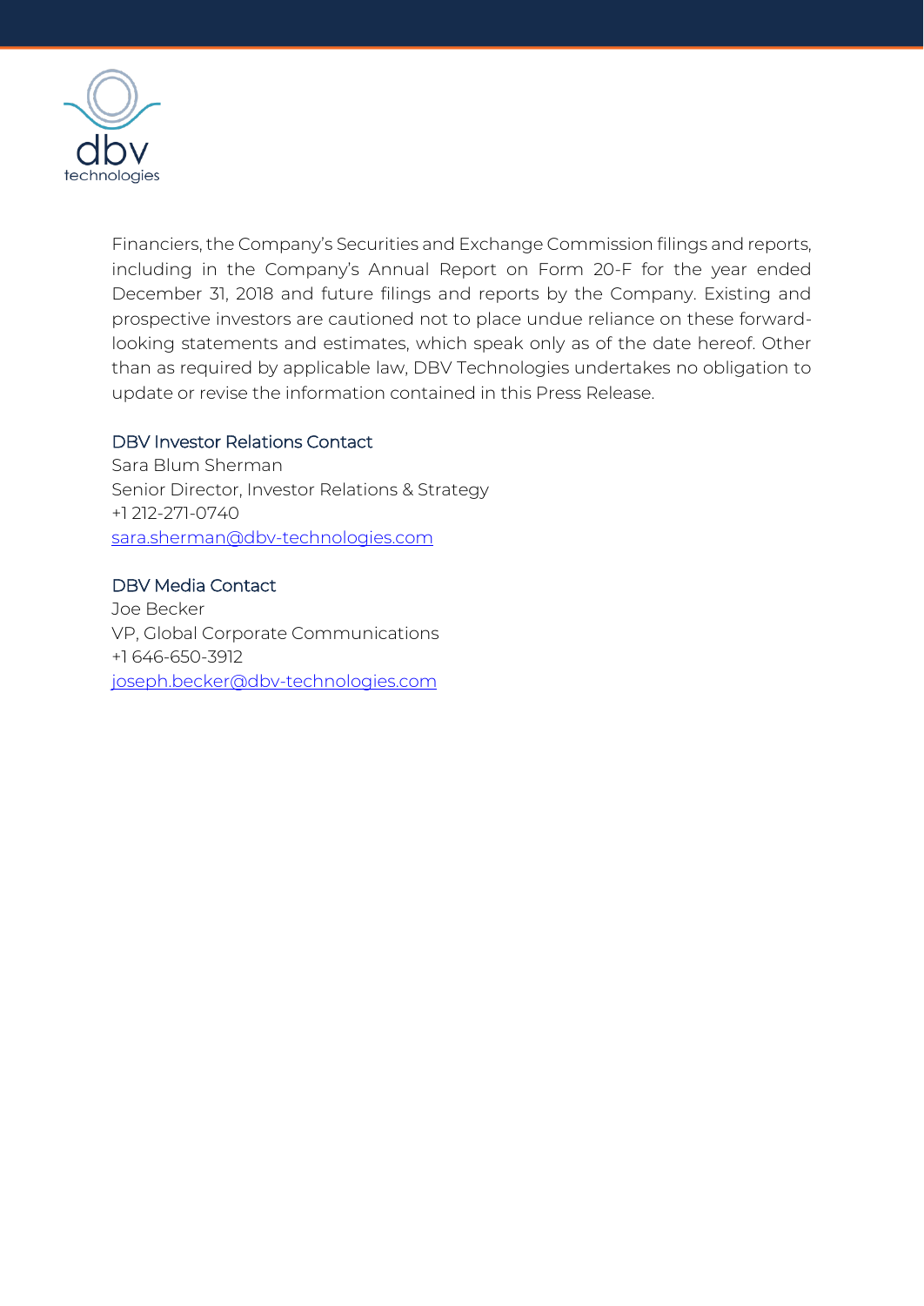Financiers, the Company's Securities and Exchange Commission filings and reports, including in the Company's Annual Report on Form 20-F for the year ended December 31, 2018 and future filings and reports by the Company. Existing and prospective investors are cautioned not to place undue reliance on these forward-looking statements and estimates, which speak only as of the date hereof. Other than as required by applicable law, DBV Technologies undertakes no obligation to update or revise the information contained in this Press Release.

**DBV Investor Relations Contact**
Sara Blum Sherman
Senior Director, Investor Relations & Strategy
+1 212-271-0740
sara.sherman@dbv-technologies.com

**DBV Media Contact**
Joe Becker
VP, Global Corporate Communications
+1 646-650-3912
joseph.becker@dbv-technologies.com